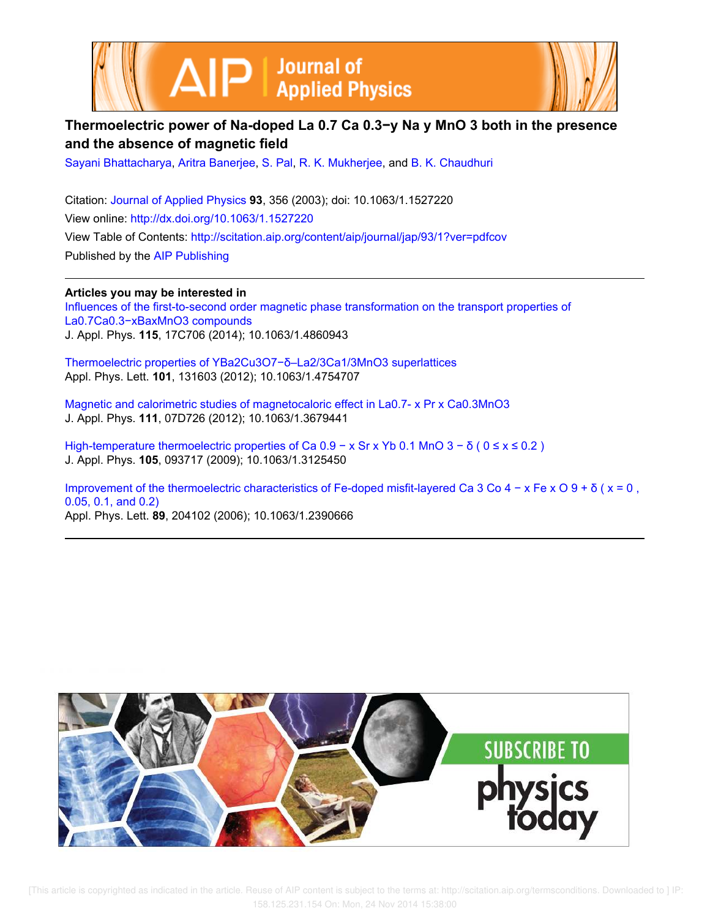# Thermoelectric power of Na-doped La 0.7 Ca 0.3−y Na y MnO 3 both in the presence and the absence of magnetic field

Sayani Bhattacharya, Aritra Banerjee, S. Pal, R. K. Mukherjee, and B. K. Chaudhuri

Citation: Journal of Applied Physics **93**, 356 (2003); doi: 10.1063/1.1527220

View online: http://dx.doi.org/10.1063/1.1527220

View Table of Contents: http://scitation.aip.org/content/aip/journal/jap/93/1?ver=pdfcov

Published by the AIP Publishing

**Articles you may be interested in**

Influences of the first-to-second order magnetic phase transformation on the transport properties of La0.7Ca0.3−xBaxMnO3 compounds
J. Appl. Phys. **115**, 17C706 (2014); 10.1063/1.4860943

Thermoelectric properties of YBa2Cu3O7−δ–La2/3Ca1/3MnO3 superlattices
Appl. Phys. Lett. **101**, 131603 (2012); 10.1063/1.4754707

Magnetic and calorimetric studies of magnetocaloric effect in La0.7- x Pr x Ca0.3MnO3
J. Appl. Phys. **111**, 07D726 (2012); 10.1063/1.3679441

High-temperature thermoelectric properties of Ca 0.9 − x Sr x Yb 0.1 MnO 3 − δ ( 0 ≤ x ≤ 0.2 )
J. Appl. Phys. **105**, 093717 (2009); 10.1063/1.3125450

Improvement of the thermoelectric characteristics of Fe-doped misfit-layered Ca 3 Co 4 − x Fe x O 9 + δ ( x = 0 , 0.05, 0.1, and 0.2)
Appl. Phys. Lett. **89**, 204102 (2006); 10.1063/1.2390666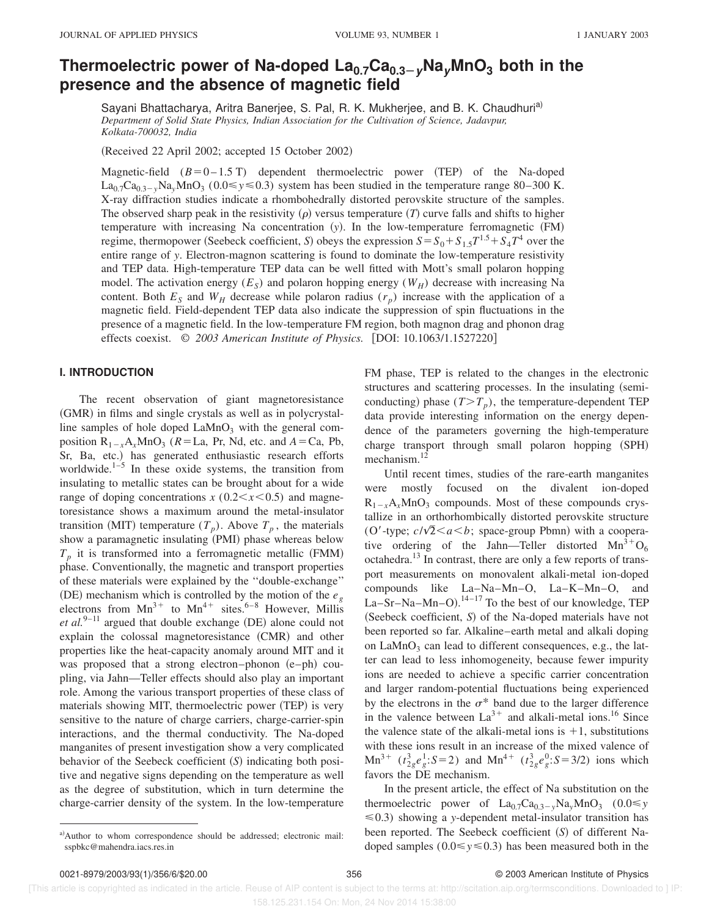# Thermoelectric power of Na-doped $La_{0.7}Ca_{0.3-y}Na_yMnO_3$ both in the presence and the absence of magnetic field

Sayani Bhattacharya, Aritra Banerjee, S. Pal, R. K. Mukherjee, and B. K. Chaudhuri[a)]

*Department of Solid State Physics, Indian Association for the Cultivation of Science, Jadavpur, Kolkata-700032, India*

(Received 22 April 2002; accepted 15 October 2002)

Magnetic-field ($B=0-1.5$ T) dependent thermoelectric power (TEP) of the Na-doped $La_{0.7}Ca_{0.3-y}Na_yMnO_3$ ($0.0 \leq y \leq 0.3$) system has been studied in the temperature range 80–300 K. X-ray diffraction studies indicate a rhombohedrally distorted perovskite structure of the samples. The observed sharp peak in the resistivity ($\rho$) versus temperature ($T$) curve falls and shifts to higher temperature with increasing Na concentration ($y$). In the low-temperature ferromagnetic (FM) regime, thermopower (Seebeck coefficient, $S$) obeys the expression $S=S_0+S_{1.5}T^{1.5}+S_4T^4$ over the entire range of $y$. Electron-magnon scattering is found to dominate the low-temperature resistivity and TEP data. High-temperature TEP data can be well fitted with Mott's small polaron hopping model. The activation energy ($E_S$) and polaron hopping energy ($W_H$) decrease with increasing Na content. Both $E_S$ and $W_H$ decrease while polaron radius ($r_p$) increase with the application of a magnetic field. Field-dependent TEP data also indicate the suppression of spin fluctuations in the presence of a magnetic field. In the low-temperature FM region, both magnon drag and phonon drag effects coexist. © *2003 American Institute of Physics.* [DOI: 10.1063/1.1527220]

## I. INTRODUCTION

The recent observation of giant magnetoresistance (GMR) in films and single crystals as well as in polycrystalline samples of hole doped $LaMnO_3$ with the general composition $R_{1-x}A_xMnO_3$ ($R$=La, Pr, Nd, etc. and $A$=Ca, Pb, Sr, Ba, etc.) has generated enthusiastic research efforts worldwide.[1–5] In these oxide systems, the transition from insulating to metallic states can be brought about for a wide range of doping concentrations $x$ ($0.2<x<0.5$) and magnetoresistance shows a maximum around the metal-insulator transition (MIT) temperature ($T_p$). Above $T_p$, the materials show a paramagnetic insulating (PMI) phase whereas below $T_p$ it is transformed into a ferromagnetic metallic (FMM) phase. Conventionally, the magnetic and transport properties of these materials were explained by the "double-exchange" (DE) mechanism which is controlled by the motion of the $e_g$ electrons from $Mn^{3+}$ to $Mn^{4+}$ sites.[6–8] However, Millis *et al.*[9–11] argued that double exchange (DE) alone could not explain the colossal magnetoresistance (CMR) and other properties like the heat-capacity anomaly around MIT and it was proposed that a strong electron–phonon (e–ph) coupling, via Jahn—Teller effects should also play an important role. Among the various transport properties of these class of materials showing MIT, thermoelectric power (TEP) is very sensitive to the nature of charge carriers, charge-carrier-spin interactions, and the thermal conductivity. The Na-doped manganites of present investigation show a very complicated behavior of the Seebeck coefficient ($S$) indicating both positive and negative signs depending on the temperature as well as the degree of substitution, which in turn determine the charge-carrier density of the system. In the low-temperature FM phase, TEP is related to the changes in the electronic structures and scattering processes. In the insulating (semiconducting) phase ($T>T_p$), the temperature-dependent TEP data provide interesting information on the energy dependence of the parameters governing the high-temperature charge transport through small polaron hopping (SPH) mechanism.[12]

Until recent times, studies of the rare-earth manganites were mostly focused on the divalent ion-doped $R_{1-x}A_xMnO_3$ compounds. Most of these compounds crystallize in an orthorhombically distorted perovskite structure (O′-type; $c/\sqrt{2}<a<b$; space-group Pbmn) with a cooperative ordering of the Jahn—Teller distorted $Mn^{3+}O_6$ octahedra.[13] In contrast, there are only a few reports of transport measurements on monovalent alkali-metal ion-doped compounds like La–Na–Mn–O, La–K–Mn–O, and La–Sr–Na–Mn–O).[14–17] To the best of our knowledge, TEP (Seebeck coefficient, $S$) of the Na-doped materials have not been reported so far. Alkaline–earth metal and alkali doping on $LaMnO_3$ can lead to different consequences, e.g., the latter can lead to less inhomogeneity, because fewer impurity ions are needed to achieve a specific carrier concentration and larger random-potential fluctuations being experienced by the electrons in the $\sigma^*$ band due to the larger difference in the valence between $La^{3+}$ and alkali-metal ions.[16] Since the valence state of the alkali-metal ions is +1, substitutions with these ions result in an increase of the mixed valence of $Mn^{3+}$ ($t_{2g}^3e_g^1$:$S=2$) and $Mn^{4+}$ ($t_{2g}^3e_g^0$:$S=3/2$) ions which favors the DE mechanism.

In the present article, the effect of Na substitution on the thermoelectric power of $La_{0.7}Ca_{0.3-y}Na_yMnO_3$ ($0.0 \leq y \leq 0.3$) showing a $y$-dependent metal-insulator transition has been reported. The Seebeck coefficient ($S$) of different Na-doped samples ($0.0 \leq y \leq 0.3$) has been measured both in the

---

a)Author to whom correspondence should be addressed; electronic mail: sspbkc@mahendra.iacs.res.in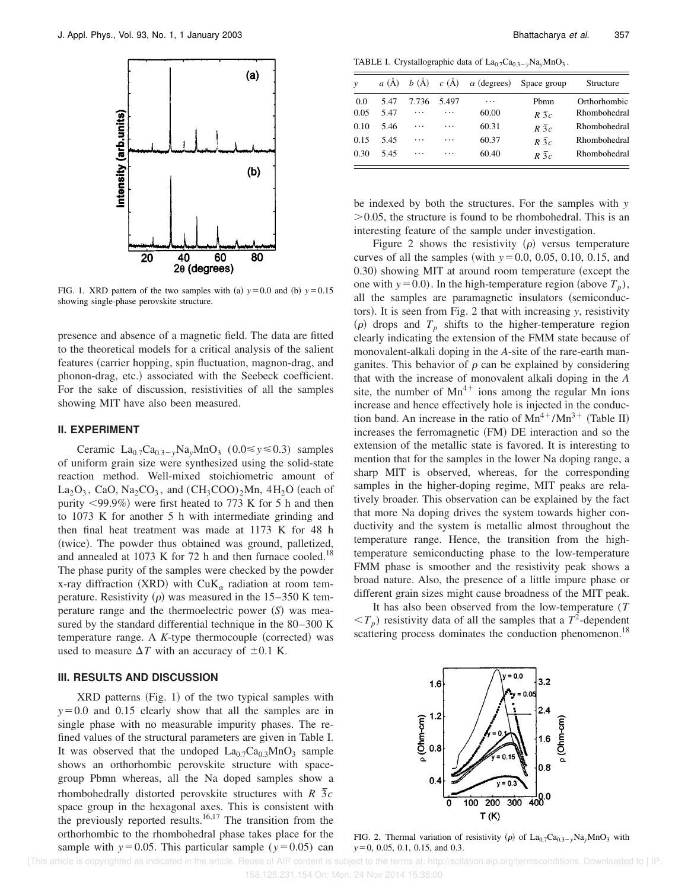FIG. 1. XRD pattern of the two samples with (a) $y=0.0$ and (b) $y=0.15$ showing single-phase perovskite structure.

presence and absence of a magnetic field. The data are fitted to the theoretical models for a critical analysis of the salient features (carrier hopping, spin fluctuation, magnon-drag, and phonon-drag, etc.) associated with the Seebeck coefficient. For the sake of discussion, resistivities of all the samples showing MIT have also been measured.

## II. EXPERIMENT

Ceramic $La_{0.7}Ca_{0.3-y}Na_yMnO_3$ $(0.0 \leq y \leq 0.3)$ samples of uniform grain size were synthesized using the solid-state reaction method. Well-mixed stoichiometric amount of $La_2O_3$, CaO, $Na_2CO_3$, and $(CH_3COO)_2Mn$, $4H_2O$ (each of purity $<99.9\%$) were first heated to 773 K for 5 h and then to 1073 K for another 5 h with intermediate grinding and then final heat treatment was made at 1173 K for 48 h (twice). The powder thus obtained was ground, palletized, and annealed at 1073 K for 72 h and then furnace cooled.[18] The phase purity of the samples were checked by the powder x-ray diffraction (XRD) with Cu$K_\alpha$ radiation at room temperature. Resistivity $(\rho)$ was measured in the 15–350 K temperature range and the thermoelectric power $(S)$ was measured by the standard differential technique in the 80–300 K temperature range. A $K$-type thermocouple (corrected) was used to measure $\Delta T$ with an accuracy of $\pm 0.1$ K.

## III. RESULTS AND DISCUSSION

XRD patterns (Fig. 1) of the two typical samples with $y=0.0$ and 0.15 clearly show that all the samples are in single phase with no measurable impurity phases. The refined values of the structural parameters are given in Table I. It was observed that the undoped $La_{0.7}Ca_{0.3}MnO_3$ sample shows an orthorhombic perovskite structure with space-group Pbmn whereas, all the Na doped samples show a rhombohedrally distorted perovskite structures with $R\,\bar{3}c$ space group in the hexagonal axes. This is consistent with the previously reported results.[16,17] The transition from the orthorhombic to the rhombohedral phase takes place for the sample with $y=0.05$. This particular sample $(y=0.05)$ can be indexed by both the structures. For the samples with $y>0.05$, the structure is found to be rhombohedral. This is an interesting feature of the sample under investigation.

TABLE I. Crystallographic data of $La_{0.7}Ca_{0.3-y}Na_yMnO_3$.

| $y$ | $a$ (Å) | $b$ (Å) | $c$ (Å) | $\alpha$ (degrees) | Space group | Structure |
|---|---|---|---|---|---|---|
| 0.0 | 5.47 | 7.736 | 5.497 | ⋯ | Pbmn | Orthorhombic |
| 0.05 | 5.47 | ⋯ | ⋯ | 60.00 | $R\,\bar{3}c$ | Rhombohedral |
| 0.10 | 5.46 | ⋯ | ⋯ | 60.31 | $R\,\bar{3}c$ | Rhombohedral |
| 0.15 | 5.45 | ⋯ | ⋯ | 60.37 | $R\,\bar{3}c$ | Rhombohedral |
| 0.30 | 5.45 | ⋯ | ⋯ | 60.40 | $R\,\bar{3}c$ | Rhombohedral |

Figure 2 shows the resistivity $(\rho)$ versus temperature curves of all the samples (with $y=0.0$, 0.05, 0.10, 0.15, and 0.30) showing MIT at around room temperature (except the one with $y=0.0$). In the high-temperature region (above $T_p$), all the samples are paramagnetic insulators (semiconductors). It is seen from Fig. 2 that with increasing $y$, resistivity $(\rho)$ drops and $T_p$ shifts to the higher-temperature region clearly indicating the extension of the FMM state because of monovalent-alkali doping in the $A$-site of the rare-earth manganites. This behavior of $\rho$ can be explained by considering that with the increase of monovalent alkali doping in the $A$ site, the number of $Mn^{4+}$ ions among the regular Mn ions increase and hence effectively hole is injected in the conduction band. An increase in the ratio of $Mn^{4+}/Mn^{3+}$ (Table II) increases the ferromagnetic (FM) DE interaction and so the extension of the metallic state is favored. It is interesting to mention that for the samples in the lower Na doping range, a sharp MIT is observed, whereas, for the corresponding samples in the higher-doping regime, MIT peaks are relatively broader. This observation can be explained by the fact that more Na doping drives the system towards higher conductivity and the system is metallic almost throughout the temperature range. Hence, the transition from the high-temperature semiconducting phase to the low-temperature FMM phase is smoother and the resistivity peak shows a broad nature. Also, the presence of a little impure phase or different grain sizes might cause broadness of the MIT peak.

It has also been observed from the low-temperature $(T<T_p)$ resistivity data of all the samples that a $T^2$-dependent scattering process dominates the conduction phenomenon.[18]

FIG. 2. Thermal variation of resistivity $(\rho)$ of $La_{0.7}Ca_{0.3-y}Na_yMnO_3$ with $y=0$, 0.05, 0.1, 0.15, and 0.3.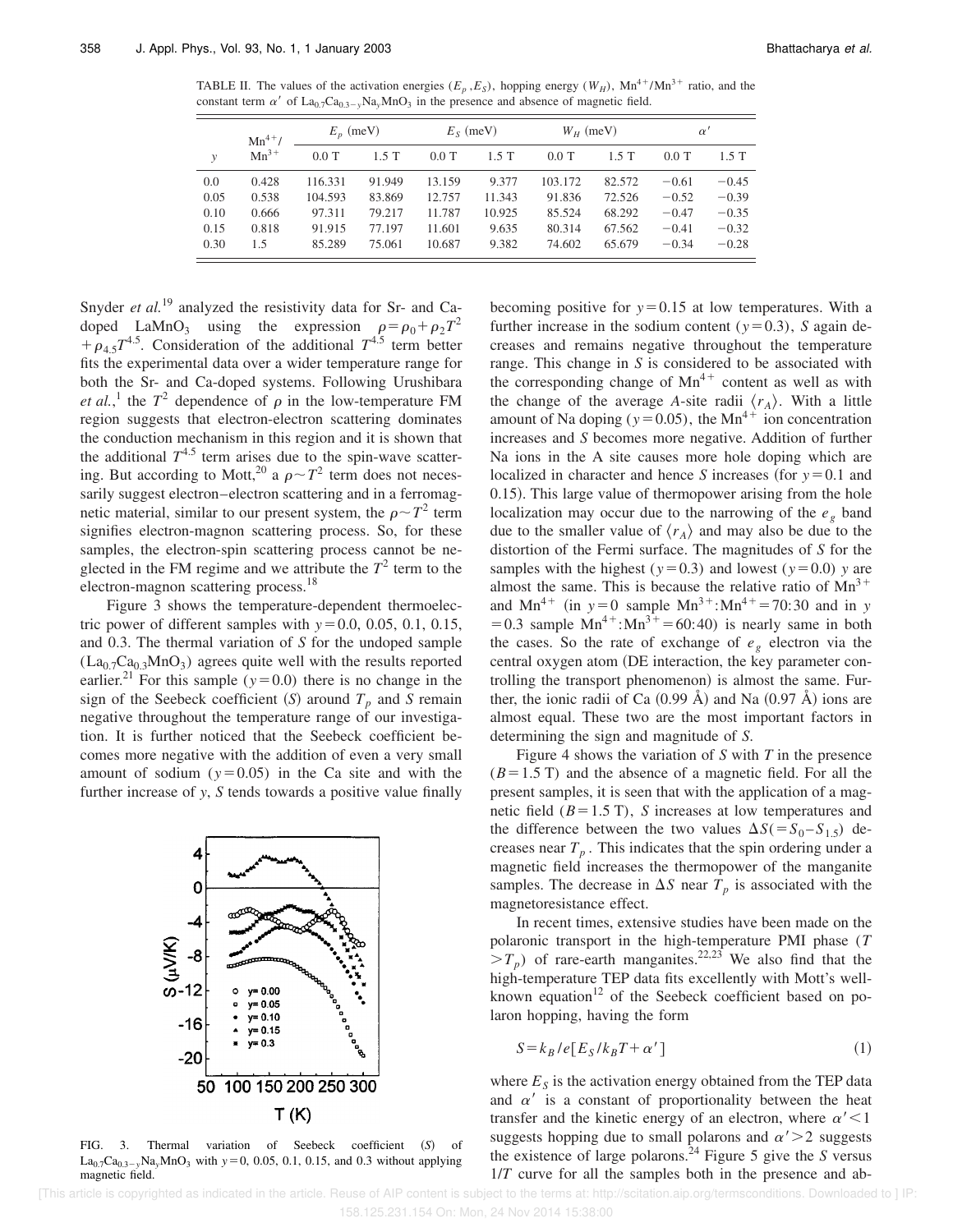TABLE II. The values of the activation energies ($E_p$, $E_S$), hopping energy ($W_H$), $Mn^{4+}/Mn^{3+}$ ratio, and the constant term $\alpha'$ of $La_{0.7}Ca_{0.3-y}Na_yMnO_3$ in the presence and absence of magnetic field.

| $y$ | $Mn^{4+}/Mn^{3+}$ | $E_p$ (meV) | | $E_S$ (meV) | | $W_H$ (meV) | | $\alpha'$ | |
|---|---|---|---|---|---|---|---|---|---|
| | | 0.0 T | 1.5 T | 0.0 T | 1.5 T | 0.0 T | 1.5 T | 0.0 T | 1.5 T |
| 0.0 | 0.428 | 116.331 | 91.949 | 13.159 | 9.377 | 103.172 | 82.572 | −0.61 | −0.45 |
| 0.05 | 0.538 | 104.593 | 83.869 | 12.757 | 11.343 | 91.836 | 72.526 | −0.52 | −0.39 |
| 0.10 | 0.666 | 97.311 | 79.217 | 11.787 | 10.925 | 85.524 | 68.292 | −0.47 | −0.35 |
| 0.15 | 0.818 | 91.915 | 77.197 | 11.601 | 9.635 | 80.314 | 67.562 | −0.41 | −0.32 |
| 0.30 | 1.5 | 85.289 | 75.061 | 10.687 | 9.382 | 74.602 | 65.679 | −0.34 | −0.28 |

Snyder *et al.*[19] analyzed the resistivity data for Sr- and Ca-doped $LaMnO_3$ using the expression $\rho=\rho_0+\rho_2 T^2+\rho_{4.5}T^{4.5}$. Consideration of the additional $T^{4.5}$ term better fits the experimental data over a wider temperature range for both the Sr- and Ca-doped systems. Following Urushibara *et al.*,[1] the $T^2$ dependence of $\rho$ in the low-temperature FM region suggests that electron-electron scattering dominates the conduction mechanism in this region and it is shown that the additional $T^{4.5}$ term arises due to the spin-wave scattering. But according to Mott,[20] a $\rho\sim T^2$ term does not necessarily suggest electron–electron scattering and in a ferromagnetic material, similar to our present system, the $\rho\sim T^2$ term signifies electron-magnon scattering process. So, for these samples, the electron-spin scattering process cannot be neglected in the FM regime and we attribute the $T^2$ term to the electron-magnon scattering process.[18]

Figure 3 shows the temperature-dependent thermoelectric power of different samples with $y=0.0$, 0.05, 0.1, 0.15, and 0.3. The thermal variation of $S$ for the undoped sample ($La_{0.7}Ca_{0.3}MnO_3$) agrees quite well with the results reported earlier.[21] For this sample ($y=0.0$) there is no change in the sign of the Seebeck coefficient ($S$) around $T_p$ and $S$ remain negative throughout the temperature range of our investigation. It is further noticed that the Seebeck coefficient becomes more negative with the addition of even a very small amount of sodium ($y=0.05$) in the Ca site and with the further increase of $y$, $S$ tends towards a positive value finally becoming positive for $y=0.15$ at low temperatures. With a further increase in the sodium content ($y=0.3$), $S$ again decreases and remains negative throughout the temperature range. This change in $S$ is considered to be associated with the corresponding change of $Mn^{4+}$ content as well as with the change of the average $A$-site radii $\langle r_A\rangle$. With a little amount of Na doping ($y=0.05$), the $Mn^{4+}$ ion concentration increases and $S$ becomes more negative. Addition of further Na ions in the A site causes more hole doping which are localized in character and hence $S$ increases (for $y=0.1$ and 0.15). This large value of thermopower arising from the hole localization may occur due to the narrowing of the $e_g$ band due to the smaller value of $\langle r_A\rangle$ and may also be due to the distortion of the Fermi surface. The magnitudes of $S$ for the samples with the highest ($y=0.3$) and lowest ($y=0.0$) $y$ are almost the same. This is because the relative ratio of $Mn^{3+}$ and $Mn^{4+}$ (in $y=0$ sample $Mn^{3+}:Mn^{4+}=70:30$ and in $y=0.3$ sample $Mn^{4+}:Mn^{3+}=60:40$) is nearly same in both the cases. So the rate of exchange of $e_g$ electron via the central oxygen atom (DE interaction, the key parameter controlling the transport phenomenon) is almost the same. Further, the ionic radii of Ca (0.99 Å) and Na (0.97 Å) ions are almost equal. These two are the most important factors in determining the sign and magnitude of $S$.

FIG. 3. Thermal variation of Seebeck coefficient ($S$) of $La_{0.7}Ca_{0.3-y}Na_yMnO_3$ with $y=0$, 0.05, 0.1, 0.15, and 0.3 without applying magnetic field.

Figure 4 shows the variation of $S$ with $T$ in the presence ($B=1.5$ T) and the absence of a magnetic field. For all the present samples, it is seen that with the application of a magnetic field ($B=1.5$ T), $S$ increases at low temperatures and the difference between the two values $\Delta S(=S_0-S_{1.5})$ decreases near $T_p$. This indicates that the spin ordering under a magnetic field increases the thermopower of the manganite samples. The decrease in $\Delta S$ near $T_p$ is associated with the magnetoresistance effect.

In recent times, extensive studies have been made on the polaronic transport in the high-temperature PMI phase ($T>T_p$) of rare-earth manganites.[22,23] We also find that the high-temperature TEP data fits excellently with Mott's well-known equation[12] of the Seebeck coefficient based on polaron hopping, having the form

$$S=k_B/e[E_S/k_BT+\alpha'] \tag{1}$$

where $E_S$ is the activation energy obtained from the TEP data and $\alpha'$ is a constant of proportionality between the heat transfer and the kinetic energy of an electron, where $\alpha'<1$ suggests hopping due to small polarons and $\alpha'>2$ suggests the existence of large polarons.[24] Figure 5 give the $S$ versus $1/T$ curve for all the samples both in the presence and ab-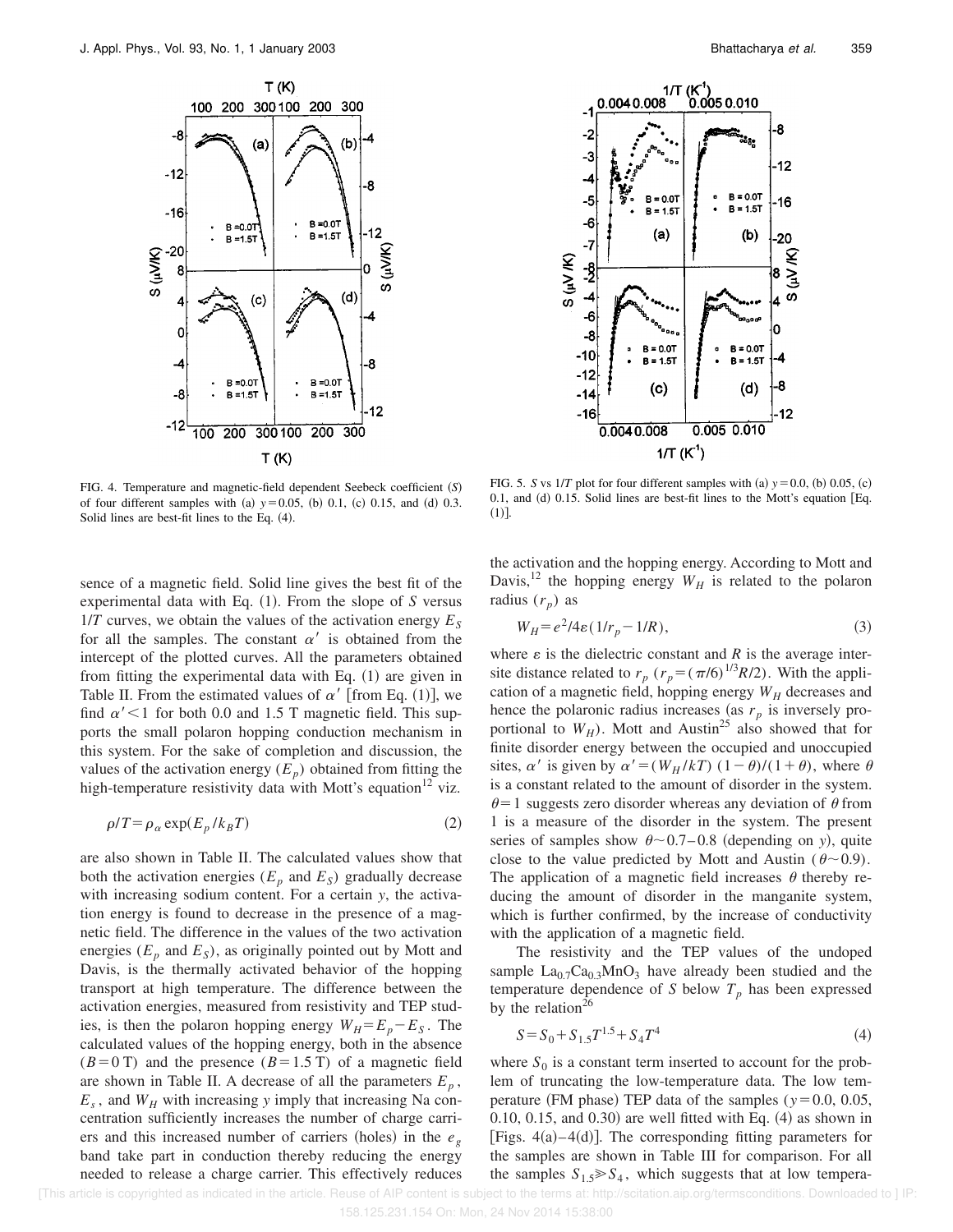FIG. 4. Temperature and magnetic-field dependent Seebeck coefficient ($S$) of four different samples with (a) $y=0.05$, (b) 0.1, (c) 0.15, and (d) 0.3. Solid lines are best-fit lines to the Eq. (4).

FIG. 5. $S$ vs $1/T$ plot for four different samples with (a) $y=0.0$, (b) 0.05, (c) 0.1, and (d) 0.15. Solid lines are best-fit lines to the Mott's equation [Eq. (1)].

sence of a magnetic field. Solid line gives the best fit of the experimental data with Eq. (1). From the slope of $S$ versus $1/T$ curves, we obtain the values of the activation energy $E_S$ for all the samples. The constant $\alpha'$ is obtained from the intercept of the plotted curves. All the parameters obtained from fitting the experimental data with Eq. (1) are given in Table II. From the estimated values of $\alpha'$ [from Eq. (1)], we find $\alpha' < 1$ for both 0.0 and 1.5 T magnetic field. This supports the small polaron hopping conduction mechanism in this system. For the sake of completion and discussion, the values of the activation energy ($E_p$) obtained from fitting the high-temperature resistivity data with Mott's equation[12] viz.

$$\rho/T = \rho_\alpha \exp(E_p/k_B T) \tag{2}$$

are also shown in Table II. The calculated values show that both the activation energies ($E_p$ and $E_S$) gradually decrease with increasing sodium content. For a certain $y$, the activation energy is found to decrease in the presence of a magnetic field. The difference in the values of the two activation energies ($E_p$ and $E_S$), as originally pointed out by Mott and Davis, is the thermally activated behavior of the hopping transport at high temperature. The difference between the activation energies, measured from resistivity and TEP studies, is then the polaron hopping energy $W_H = E_p - E_S$. The calculated values of the hopping energy, both in the absence ($B=0$ T) and the presence ($B=1.5$ T) of a magnetic field are shown in Table II. A decrease of all the parameters $E_p$, $E_s$, and $W_H$ with increasing $y$ imply that increasing Na concentration sufficiently increases the number of charge carriers and this increased number of carriers (holes) in the $e_g$ band take part in conduction thereby reducing the energy needed to release a charge carrier. This effectively reduces the activation and the hopping energy. According to Mott and Davis,[12] the hopping energy $W_H$ is related to the polaron radius ($r_p$) as

$$W_H = e^2/4\varepsilon(1/r_p - 1/R), \tag{3}$$

where $\varepsilon$ is the dielectric constant and $R$ is the average intersite distance related to $r_p$ ($r_p = (\pi/6)^{1/3} R/2$). With the application of a magnetic field, hopping energy $W_H$ decreases and hence the polaronic radius increases (as $r_p$ is inversely proportional to $W_H$). Mott and Austin[25] also showed that for finite disorder energy between the occupied and unoccupied sites, $\alpha'$ is given by $\alpha' = (W_H/kT)\,(1-\theta)/(1+\theta)$, where $\theta$ is a constant related to the amount of disorder in the system. $\theta = 1$ suggests zero disorder whereas any deviation of $\theta$ from 1 is a measure of the disorder in the system. The present series of samples show $\theta \sim 0.7$–$0.8$ (depending on $y$), quite close to the value predicted by Mott and Austin ($\theta \sim 0.9$). The application of a magnetic field increases $\theta$ thereby reducing the amount of disorder in the manganite system, which is further confirmed, by the increase of conductivity with the application of a magnetic field.

The resistivity and the TEP values of the undoped sample $La_{0.7}Ca_{0.3}MnO_3$ have already been studied and the temperature dependence of $S$ below $T_p$ has been expressed by the relation[26]

$$S = S_0 + S_{1.5} T^{1.5} + S_4 T^4 \tag{4}$$

where $S_0$ is a constant term inserted to account for the problem of truncating the low-temperature data. The low temperature (FM phase) TEP data of the samples ($y=0.0$, 0.05, 0.10, 0.15, and 0.30) are well fitted with Eq. (4) as shown in [Figs. 4(a)–4(d)]. The corresponding fitting parameters for the samples are shown in Table III for comparison. For all the samples $S_{1.5} \gg S_4$, which suggests that at low tempera-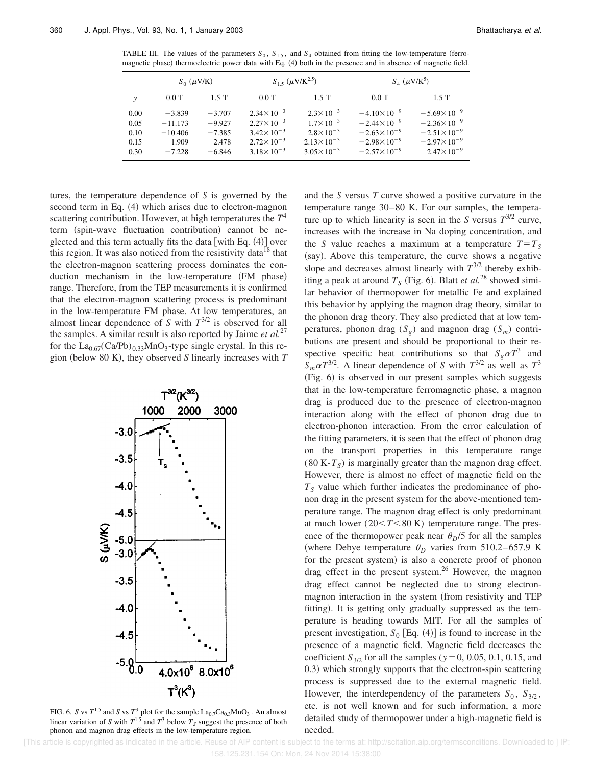TABLE III. The values of the parameters $S_0$, $S_{1.5}$, and $S_4$ obtained from fitting the low-temperature (ferromagnetic phase) thermoelectric power data with Eq. (4) both in the presence and in absence of magnetic field.

| | $S_0$ ($\mu$V/K) | | $S_{1.5}$ ($\mu$V/K$^{2.5}$) | | $S_4$ ($\mu$V/K$^5$) | |
|---|---|---|---|---|---|---|
| $y$ | 0.0 T | 1.5 T | 0.0 T | 1.5 T | 0.0 T | 1.5 T |
| 0.00 | −3.839 | −3.707 | $2.34\times10^{-3}$ | $2.3\times10^{-3}$ | $-4.10\times10^{-9}$ | $-5.69\times10^{-9}$ |
| 0.05 | −11.173 | −9.927 | $2.27\times10^{-3}$ | $1.7\times10^{-3}$ | $-2.44\times10^{-9}$ | $-2.36\times10^{-9}$ |
| 0.10 | −10.406 | −7.385 | $3.42\times10^{-3}$ | $2.8\times10^{-3}$ | $-2.63\times10^{-9}$ | $-2.51\times10^{-9}$ |
| 0.15 | 1.909 | 2.478 | $2.72\times10^{-3}$ | $2.13\times10^{-3}$ | $-2.98\times10^{-9}$ | $-2.97\times10^{-9}$ |
| 0.30 | −7.228 | −6.846 | $3.18\times10^{-3}$ | $3.05\times10^{-3}$ | $-2.57\times10^{-9}$ | $2.47\times10^{-9}$ |

tures, the temperature dependence of $S$ is governed by the second term in Eq. (4) which arises due to electron-magnon scattering contribution. However, at high temperatures the $T^4$ term (spin-wave fluctuation contribution) cannot be neglected and this term actually fits the data [with Eq. (4)] over this region. It was also noticed from the resistivity data[18] that the electron-magnon scattering process dominates the conduction mechanism in the low-temperature (FM phase) range. Therefore, from the TEP measurements it is confirmed that the electron-magnon scattering process is predominant in the low-temperature FM phase. At low temperatures, an almost linear dependence of $S$ with $T^{3/2}$ is observed for all the samples. A similar result is also reported by Jaime *et al.*[27] for the $La_{0.67}(Ca/Pb)_{0.33}MnO_3$-type single crystal. In this region (below 80 K), they observed $S$ linearly increases with $T$ and the $S$ versus $T$ curve showed a positive curvature in the temperature range 30–80 K. For our samples, the temperature up to which linearity is seen in the $S$ versus $T^{3/2}$ curve, increases with the increase in Na doping concentration, and the $S$ value reaches a maximum at a temperature $T=T_S$ (say). Above this temperature, the curve shows a negative slope and decreases almost linearly with $T^{3/2}$ thereby exhibiting a peak at around $T_S$ (Fig. 6). Blatt *et al.*[28] showed similar behavior of thermopower for metallic Fe and explained this behavior by applying the magnon drag theory, similar to the phonon drag theory. They also predicted that at low temperatures, phonon drag ($S_g$) and magnon drag ($S_m$) contributions are present and should be proportional to their respective specific heat contributions so that $S_g \alpha T^3$ and $S_m \alpha T^{3/2}$. A linear dependence of $S$ with $T^{3/2}$ as well as $T^3$ (Fig. 6) is observed in our present samples which suggests that in the low-temperature ferromagnetic phase, a magnon drag is produced due to the presence of electron-magnon interaction along with the effect of phonon drag due to electron-phonon interaction. From the error calculation of the fitting parameters, it is seen that the effect of phonon drag on the transport properties in this temperature range (80 K-$T_S$) is marginally greater than the magnon drag effect. However, there is almost no effect of magnetic field on the $T_S$ value which further indicates the predominance of phonon drag in the present system for the above-mentioned temperature range. The magnon drag effect is only predominant at much lower ($20<T<80$ K) temperature range. The presence of the thermopower peak near $\theta_D/5$ for all the samples (where Debye temperature $\theta_D$ varies from 510.2–657.9 K for the present system) is also a concrete proof of phonon drag effect in the present system.[26] However, the magnon drag effect cannot be neglected due to strong electron-magnon interaction in the system (from resistivity and TEP fitting). It is getting only gradually suppressed as the temperature is heading towards MIT. For all the samples of present investigation, $S_0$ [Eq. (4)] is found to increase in the presence of a magnetic field. Magnetic field decreases the coefficient $S_{3/2}$ for all the samples ($y=0$, 0.05, 0.1, 0.15, and 0.3) which strongly supports that the electron-spin scattering process is suppressed due to the external magnetic field. However, the interdependency of the parameters $S_0$, $S_{3/2}$, etc. is not well known and for such information, a more detailed study of thermopower under a high-magnetic field is needed.

FIG. 6. $S$ vs $T^{1.5}$ and $S$ vs $T^3$ plot for the sample $La_{0.7}Ca_{0.3}MnO_3$. An almost linear variation of $S$ with $T^{1.5}$ and $T^3$ below $T_S$ suggest the presence of both phonon and magnon drag effects in the low-temperature region.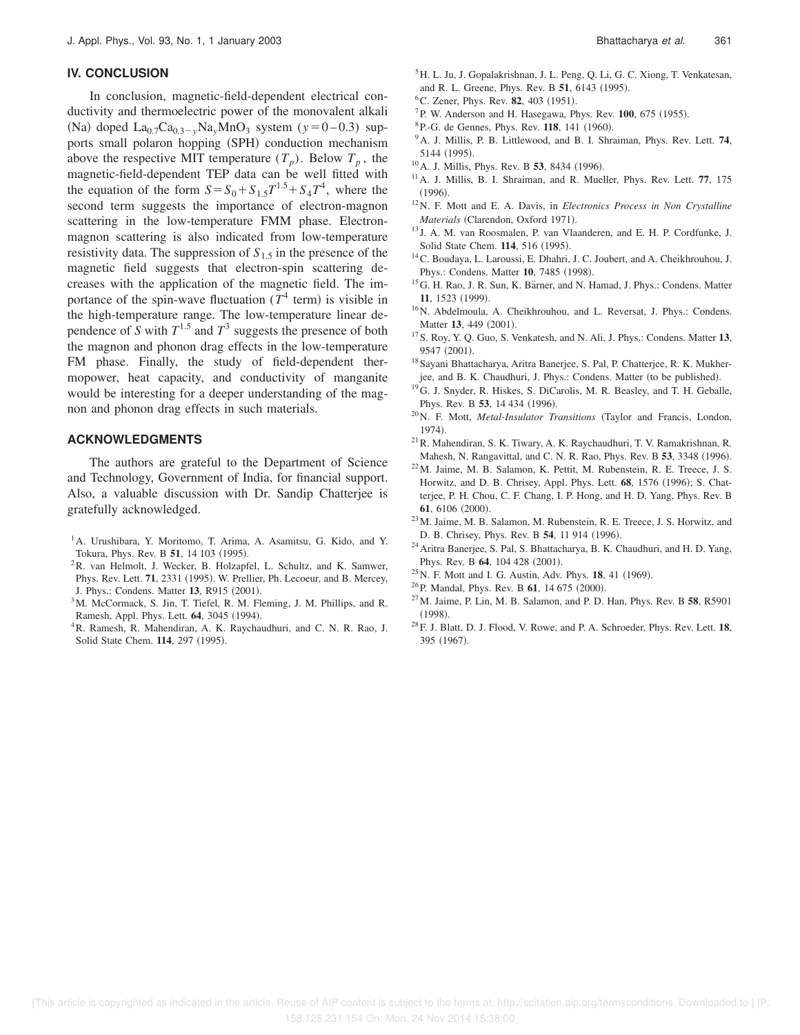## IV. CONCLUSION

In conclusion, magnetic-field-dependent electrical conductivity and thermoelectric power of the monovalent alkali (Na) doped $La_{0.7}Ca_{0.3-y}Na_yMnO_3$ system ($y=0-0.3$) supports small polaron hopping (SPH) conduction mechanism above the respective MIT temperature ($T_p$). Below $T_p$, the magnetic-field-dependent TEP data can be well fitted with the equation of the form $S=S_0+S_{1.5}T^{1.5}+S_4T^4$, where the second term suggests the importance of electron-magnon scattering in the low-temperature FMM phase. Electron-magnon scattering is also indicated from low-temperature resistivity data. The suppression of $S_{1.5}$ in the presence of the magnetic field suggests that electron-spin scattering decreases with the application of the magnetic field. The importance of the spin-wave fluctuation ($T^4$ term) is visible in the high-temperature range. The low-temperature linear dependence of $S$ with $T^{1.5}$ and $T^3$ suggests the presence of both the magnon and phonon drag effects in the low-temperature FM phase. Finally, the study of field-dependent thermopower, heat capacity, and conductivity of manganite would be interesting for a deeper understanding of the magnon and phonon drag effects in such materials.

## ACKNOWLEDGMENTS

The authors are grateful to the Department of Science and Technology, Government of India, for financial support. Also, a valuable discussion with Dr. Sandip Chatterjee is gratefully acknowledged.

[1] A. Urushibara, Y. Moritomo, T. Arima, A. Asamitsu, G. Kido, and Y. Tokura, Phys. Rev. B **51**, 14 103 (1995).

[2] R. van Helmolt, J. Wecker, B. Holzapfel, L. Schultz, and K. Samwer, Phys. Rev. Lett. **71**, 2331 (1995). W. Prellier, Ph. Lecoeur, and B. Mercey, J. Phys.: Condens. Matter **13**, R915 (2001).

[3] M. McCormack, S. Jin, T. Tiefel, R. M. Fleming, J. M. Phillips, and R. Ramesh, Appl. Phys. Lett. **64**, 3045 (1994).

[4] R. Ramesh, R. Mahendiran, A. K. Raychaudhuri, and C. N. R. Rao, J. Solid State Chem. **114**, 297 (1995).

[5] H. L. Ju, J. Gopalakrishnan, J. L. Peng, Q. Li, G. C. Xiong, T. Venkatesan, and R. L. Greene, Phys. Rev. B **51**, 6143 (1995).

[6] C. Zener, Phys. Rev. **82**, 403 (1951).

[7] P. W. Anderson and H. Hasegawa, Phys. Rev. **100**, 675 (1955).

[8] P.-G. de Gennes, Phys. Rev. **118**, 141 (1960).

[9] A. J. Millis, P. B. Littlewood, and B. I. Shraiman, Phys. Rev. Lett. **74**, 5144 (1995).

[10] A. J. Millis, Phys. Rev. B **53**, 8434 (1996).

[11] A. J. Millis, B. I. Shraiman, and R. Mueller, Phys. Rev. Lett. **77**, 175 (1996).

[12] N. F. Mott and E. A. Davis, in *Electronics Process in Non Crystalline Materials* (Clarendon, Oxford 1971).

[13] J. A. M. van Roosmalen, P. van Vlaanderen, and E. H. P. Cordfunke, J. Solid State Chem. **114**, 516 (1995).

[14] C. Boudaya, L. Laroussi, E. Dhahri, J. C. Joubert, and A. Cheikhrouhou, J. Phys.: Condens. Matter **10**, 7485 (1998).

[15] G. H. Rao, J. R. Sun, K. Bärner, and N. Hamad, J. Phys.: Condens. Matter **11**, 1523 (1999).

[16] N. Abdelmoula, A. Cheikhrouhou, and L. Reversat, J. Phys.: Condens. Matter **13**, 449 (2001).

[17] S. Roy, Y. Q. Guo, S. Venkatesh, and N. Ali, J. Phys.: Condens. Matter **13**, 9547 (2001).

[18] Sayani Bhattacharya, Aritra Banerjee, S. Pal, P. Chatterjee, R. K. Mukherjee, and B. K. Chaudhuri, J. Phys.: Condens. Matter (to be published).

[19] G. J. Snyder, R. Hiskes, S. DiCarolis, M. R. Beasley, and T. H. Geballe, Phys. Rev. B **53**, 14 434 (1996).

[20] N. F. Mott, *Metal-Insulator Transitions* (Taylor and Francis, London, 1974).

[21] R. Mahendiran, S. K. Tiwary, A. K. Raychaudhuri, T. V. Ramakrishnan, R. Mahesh, N. Rangavittal, and C. N. R. Rao, Phys. Rev. B **53**, 3348 (1996).

[22] M. Jaime, M. B. Salamon, K. Pettit, M. Rubenstein, R. E. Treece, J. S. Horwitz, and D. B. Chrisey, Appl. Phys. Lett. **68**, 1576 (1996); S. Chatterjee, P. H. Chou, C. F. Chang, I. P. Hong, and H. D. Yang, Phys. Rev. B **61**, 6106 (2000).

[23] M. Jaime, M. B. Salamon, M. Rubenstein, R. E. Treece, J. S. Horwitz, and D. B. Chrisey, Phys. Rev. B **54**, 11 914 (1996).

[24] Aritra Banerjee, S. Pal, S. Bhattacharya, B. K. Chaudhuri, and H. D. Yang, Phys. Rev. B **64**, 104 428 (2001).

[25] N. F. Mott and I. G. Austin, Adv. Phys. **18**, 41 (1969).

[26] P. Mandal, Phys. Rev. B **61**, 14 675 (2000).

[27] M. Jaime, P. Lin, M. B. Salamon, and P. D. Han, Phys. Rev. B **58**, R5901 (1998).

[28] F. J. Blatt, D. J. Flood, V. Rowe, and P. A. Schroeder, Phys. Rev. Lett. **18**, 395 (1967).